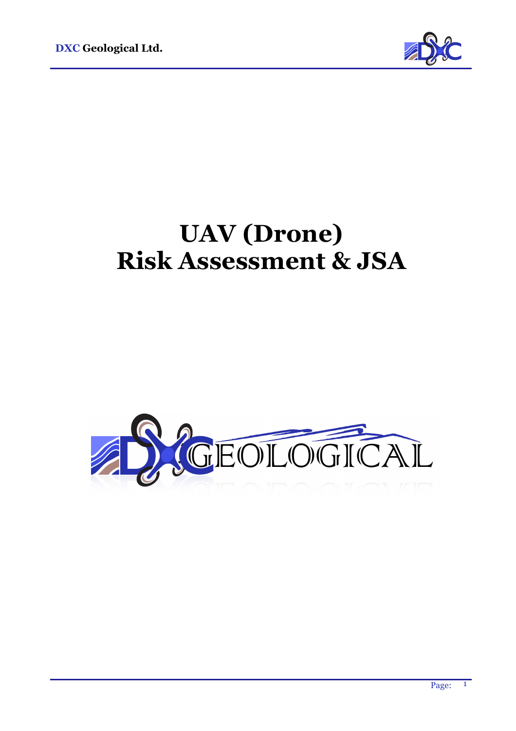# UAV (Drone)
# Risk Assessment & JSA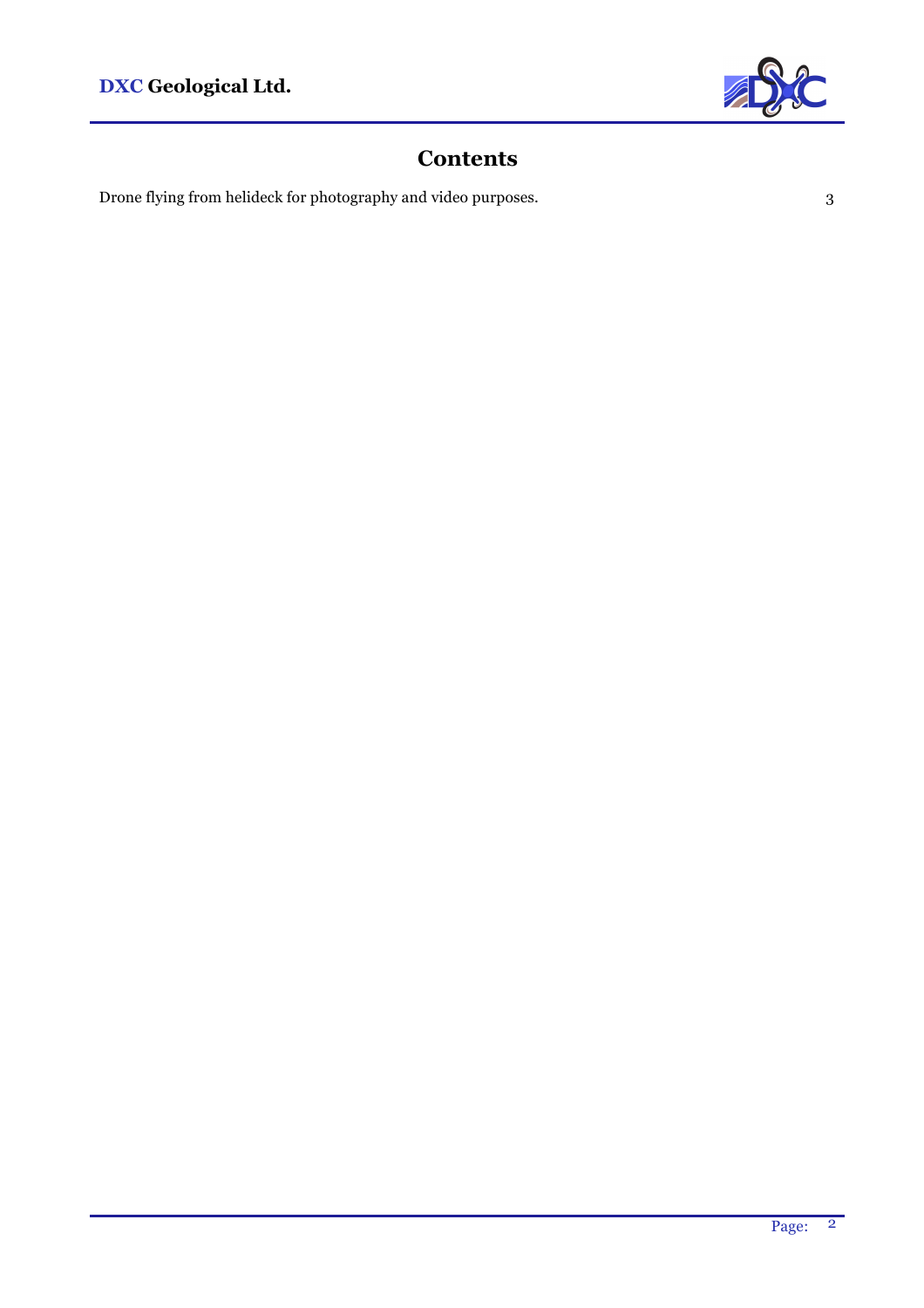# Contents

| | |
|---|---|
| Drone flying from helideck for photography and video purposes. | 3 |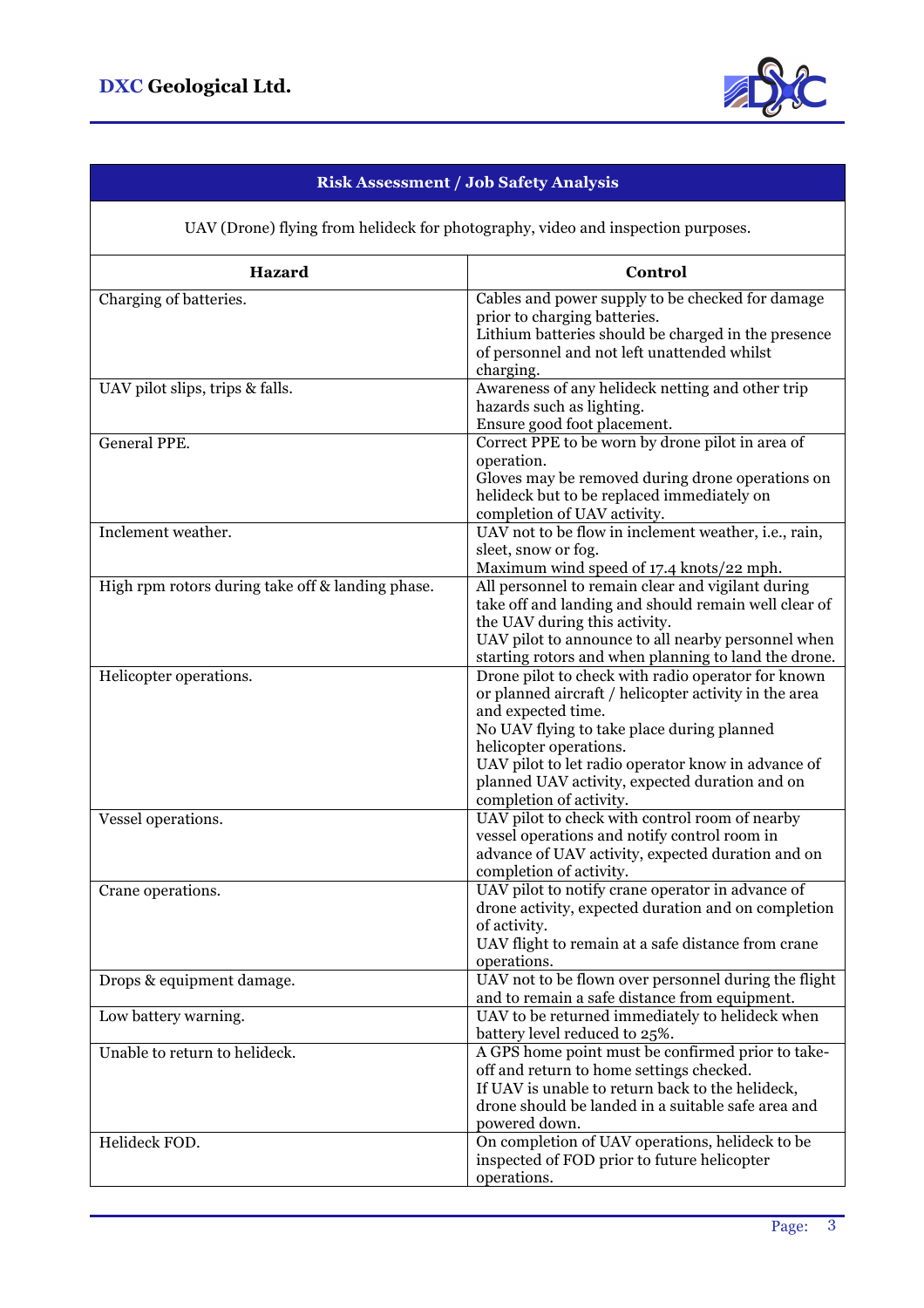| Risk Assessment / Job Safety Analysis | |
|---|---|
| UAV (Drone) flying from helideck for photography, video and inspection purposes. | |
| **Hazard** | **Control** |
| Charging of batteries. | Cables and power supply to be checked for damage prior to charging batteries.<br>Lithium batteries should be charged in the presence of personnel and not left unattended whilst charging. |
| UAV pilot slips, trips & falls. | Awareness of any helideck netting and other trip hazards such as lighting.<br>Ensure good foot placement. |
| General PPE. | Correct PPE to be worn by drone pilot in area of operation.<br>Gloves may be removed during drone operations on helideck but to be replaced immediately on completion of UAV activity. |
| Inclement weather. | UAV not to be flow in inclement weather, i.e., rain, sleet, snow or fog.<br>Maximum wind speed of 17.4 knots/22 mph. |
| High rpm rotors during take off & landing phase. | All personnel to remain clear and vigilant during take off and landing and should remain well clear of the UAV during this activity.<br>UAV pilot to announce to all nearby personnel when starting rotors and when planning to land the drone. |
| Helicopter operations. | Drone pilot to check with radio operator for known or planned aircraft / helicopter activity in the area and expected time.<br>No UAV flying to take place during planned helicopter operations.<br>UAV pilot to let radio operator know in advance of planned UAV activity, expected duration and on completion of activity. |
| Vessel operations. | UAV pilot to check with control room of nearby vessel operations and notify control room in advance of UAV activity, expected duration and on completion of activity. |
| Crane operations. | UAV pilot to notify crane operator in advance of drone activity, expected duration and on completion of activity.<br>UAV flight to remain at a safe distance from crane operations. |
| Drops & equipment damage. | UAV not to be flown over personnel during the flight and to remain a safe distance from equipment. |
| Low battery warning. | UAV to be returned immediately to helideck when battery level reduced to 25%. |
| Unable to return to helideck. | A GPS home point must be confirmed prior to take-off and return to home settings checked.<br>If UAV is unable to return back to the helideck, drone should be landed in a suitable safe area and powered down. |
| Helideck FOD. | On completion of UAV operations, helideck to be inspected of FOD prior to future helicopter operations. |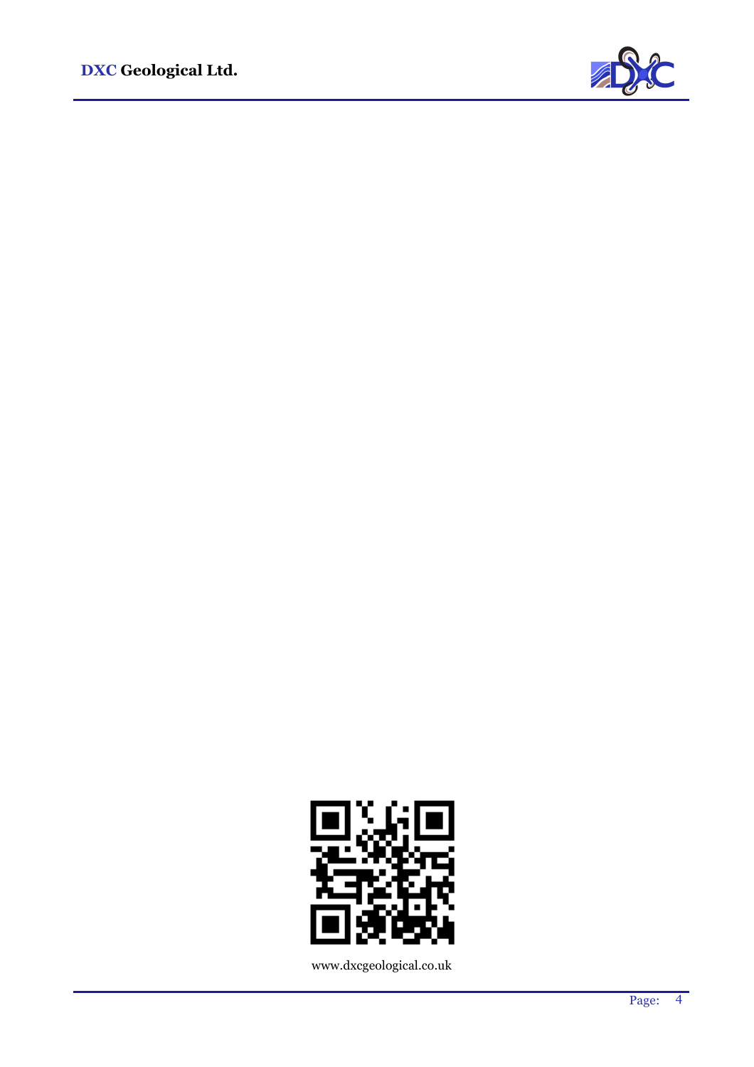www.dxcgeological.co.uk